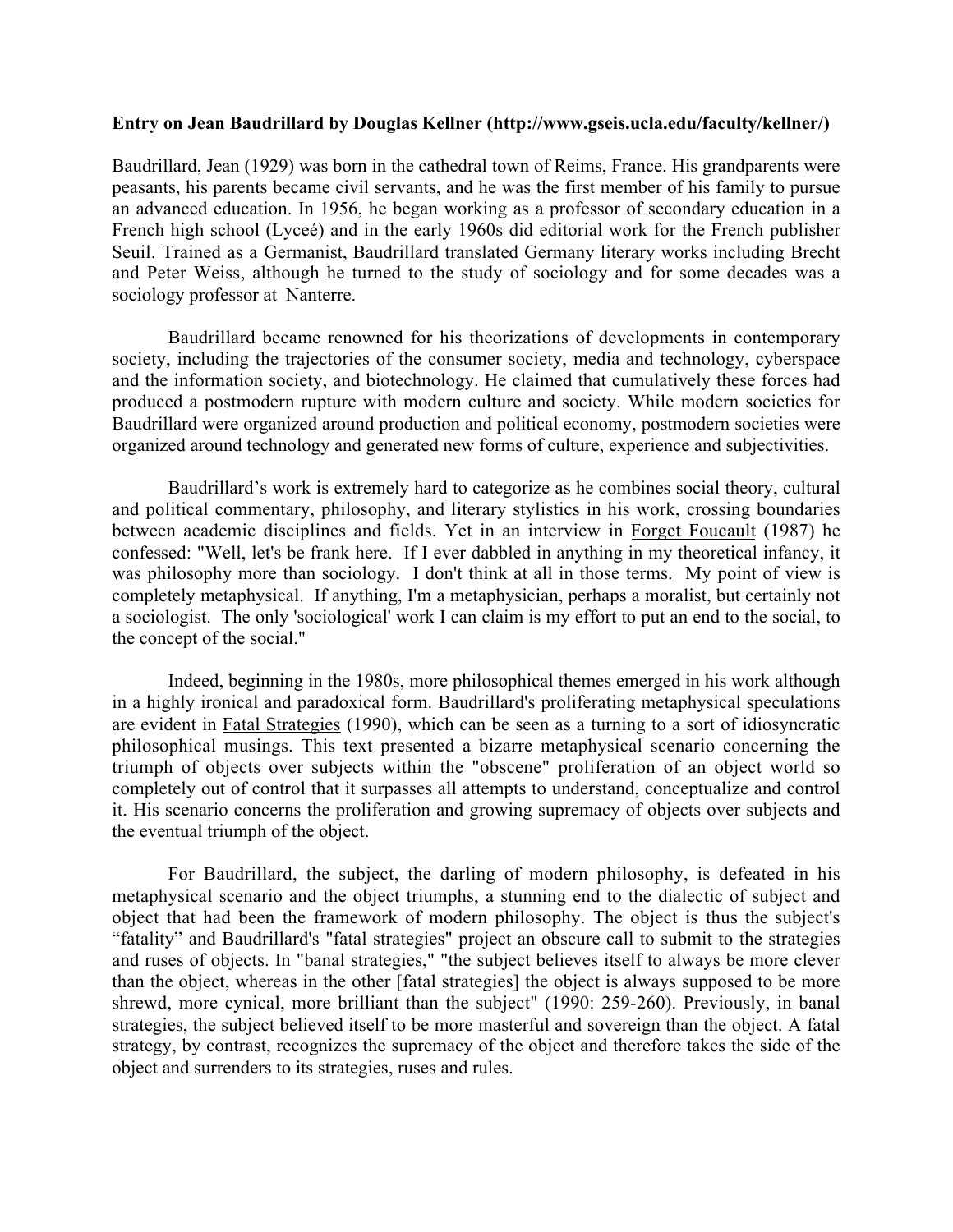**Entry on Jean Baudrillard by Douglas Kellner (http://www.gseis.ucla.edu/faculty/kellner/)**

Baudrillard, Jean (1929) was born in the cathedral town of Reims, France. His grandparents were peasants, his parents became civil servants, and he was the first member of his family to pursue an advanced education. In 1956, he began working as a professor of secondary education in a French high school (Lyceé) and in the early 1960s did editorial work for the French publisher Seuil. Trained as a Germanist, Baudrillard translated Germany literary works including Brecht and Peter Weiss, although he turned to the study of sociology and for some decades was a sociology professor at Nanterre.

Baudrillard became renowned for his theorizations of developments in contemporary society, including the trajectories of the consumer society, media and technology, cyberspace and the information society, and biotechnology. He claimed that cumulatively these forces had produced a postmodern rupture with modern culture and society. While modern societies for Baudrillard were organized around production and political economy, postmodern societies were organized around technology and generated new forms of culture, experience and subjectivities.

Baudrillard's work is extremely hard to categorize as he combines social theory, cultural and political commentary, philosophy, and literary stylistics in his work, crossing boundaries between academic disciplines and fields. Yet in an interview in Forget Foucault (1987) he confessed: "Well, let's be frank here. If I ever dabbled in anything in my theoretical infancy, it was philosophy more than sociology. I don't think at all in those terms. My point of view is completely metaphysical. If anything, I'm a metaphysician, perhaps a moralist, but certainly not a sociologist. The only 'sociological' work I can claim is my effort to put an end to the social, to the concept of the social."

Indeed, beginning in the 1980s, more philosophical themes emerged in his work although in a highly ironical and paradoxical form. Baudrillard's proliferating metaphysical speculations are evident in Fatal Strategies (1990), which can be seen as a turning to a sort of idiosyncratic philosophical musings. This text presented a bizarre metaphysical scenario concerning the triumph of objects over subjects within the "obscene" proliferation of an object world so completely out of control that it surpasses all attempts to understand, conceptualize and control it. His scenario concerns the proliferation and growing supremacy of objects over subjects and the eventual triumph of the object.

For Baudrillard, the subject, the darling of modern philosophy, is defeated in his metaphysical scenario and the object triumphs, a stunning end to the dialectic of subject and object that had been the framework of modern philosophy. The object is thus the subject's "fatality" and Baudrillard's "fatal strategies" project an obscure call to submit to the strategies and ruses of objects. In "banal strategies," "the subject believes itself to always be more clever than the object, whereas in the other [fatal strategies] the object is always supposed to be more shrewd, more cynical, more brilliant than the subject" (1990: 259-260). Previously, in banal strategies, the subject believed itself to be more masterful and sovereign than the object. A fatal strategy, by contrast, recognizes the supremacy of the object and therefore takes the side of the object and surrenders to its strategies, ruses and rules.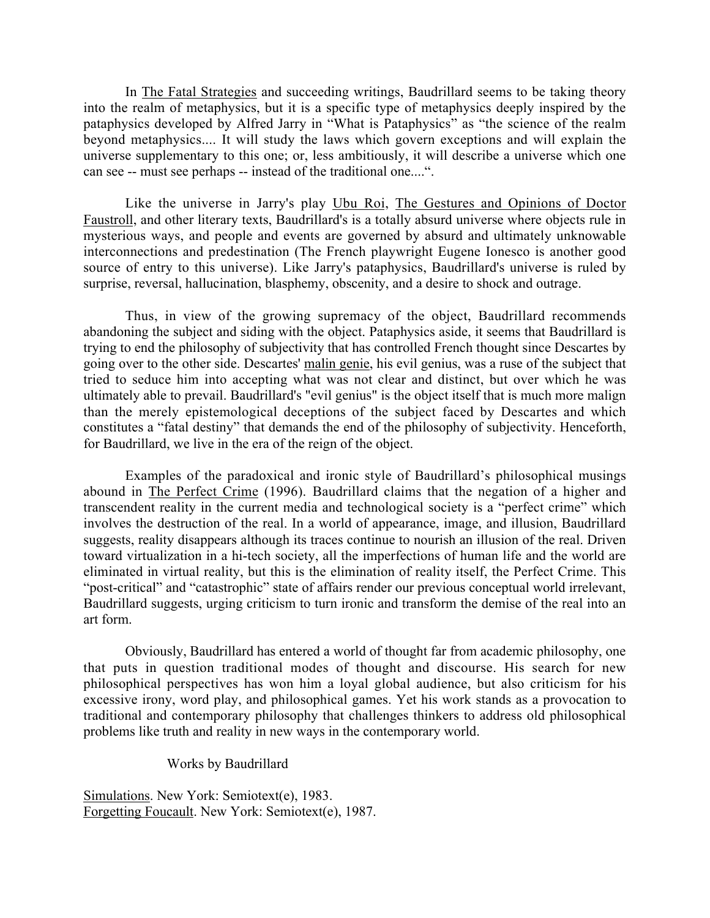In The Fatal Strategies and succeeding writings, Baudrillard seems to be taking theory into the realm of metaphysics, but it is a specific type of metaphysics deeply inspired by the pataphysics developed by Alfred Jarry in "What is Pataphysics" as "the science of the realm beyond metaphysics.... It will study the laws which govern exceptions and will explain the universe supplementary to this one; or, less ambitiously, it will describe a universe which one can see -- must see perhaps -- instead of the traditional one....".

Like the universe in Jarry's play Ubu Roi, The Gestures and Opinions of Doctor Faustroll, and other literary texts, Baudrillard's is a totally absurd universe where objects rule in mysterious ways, and people and events are governed by absurd and ultimately unknowable interconnections and predestination (The French playwright Eugene Ionesco is another good source of entry to this universe). Like Jarry's pataphysics, Baudrillard's universe is ruled by surprise, reversal, hallucination, blasphemy, obscenity, and a desire to shock and outrage.

Thus, in view of the growing supremacy of the object, Baudrillard recommends abandoning the subject and siding with the object. Pataphysics aside, it seems that Baudrillard is trying to end the philosophy of subjectivity that has controlled French thought since Descartes by going over to the other side. Descartes' malin genie, his evil genius, was a ruse of the subject that tried to seduce him into accepting what was not clear and distinct, but over which he was ultimately able to prevail. Baudrillard's "evil genius" is the object itself that is much more malign than the merely epistemological deceptions of the subject faced by Descartes and which constitutes a "fatal destiny" that demands the end of the philosophy of subjectivity. Henceforth, for Baudrillard, we live in the era of the reign of the object.

Examples of the paradoxical and ironic style of Baudrillard's philosophical musings abound in The Perfect Crime (1996). Baudrillard claims that the negation of a higher and transcendent reality in the current media and technological society is a "perfect crime" which involves the destruction of the real. In a world of appearance, image, and illusion, Baudrillard suggests, reality disappears although its traces continue to nourish an illusion of the real. Driven toward virtualization in a hi-tech society, all the imperfections of human life and the world are eliminated in virtual reality, but this is the elimination of reality itself, the Perfect Crime. This "post-critical" and "catastrophic" state of affairs render our previous conceptual world irrelevant, Baudrillard suggests, urging criticism to turn ironic and transform the demise of the real into an art form.

Obviously, Baudrillard has entered a world of thought far from academic philosophy, one that puts in question traditional modes of thought and discourse. His search for new philosophical perspectives has won him a loyal global audience, but also criticism for his excessive irony, word play, and philosophical games. Yet his work stands as a provocation to traditional and contemporary philosophy that challenges thinkers to address old philosophical problems like truth and reality in new ways in the contemporary world.

## Works by Baudrillard

Simulations. New York: Semiotext(e), 1983.
Forgetting Foucault. New York: Semiotext(e), 1987.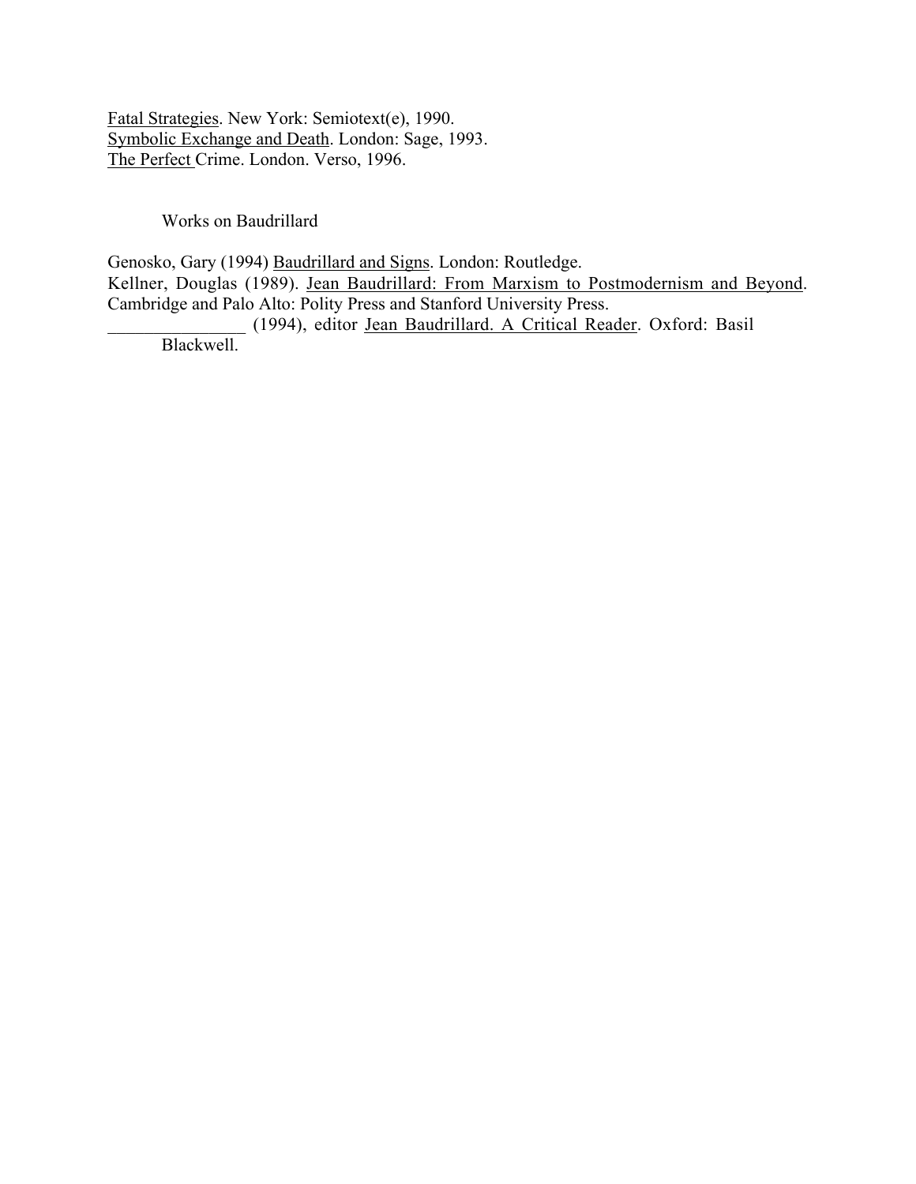Fatal Strategies. New York: Semiotext(e), 1990.
Symbolic Exchange and Death. London: Sage, 1993.
The Perfect Crime. London. Verso, 1996.

Works on Baudrillard

Genosko, Gary (1994) Baudrillard and Signs. London: Routledge.
Kellner, Douglas (1989). Jean Baudrillard: From Marxism to Postmodernism and Beyond. Cambridge and Palo Alto: Polity Press and Stanford University Press.
_______________ (1994), editor Jean Baudrillard. A Critical Reader. Oxford: Basil Blackwell.